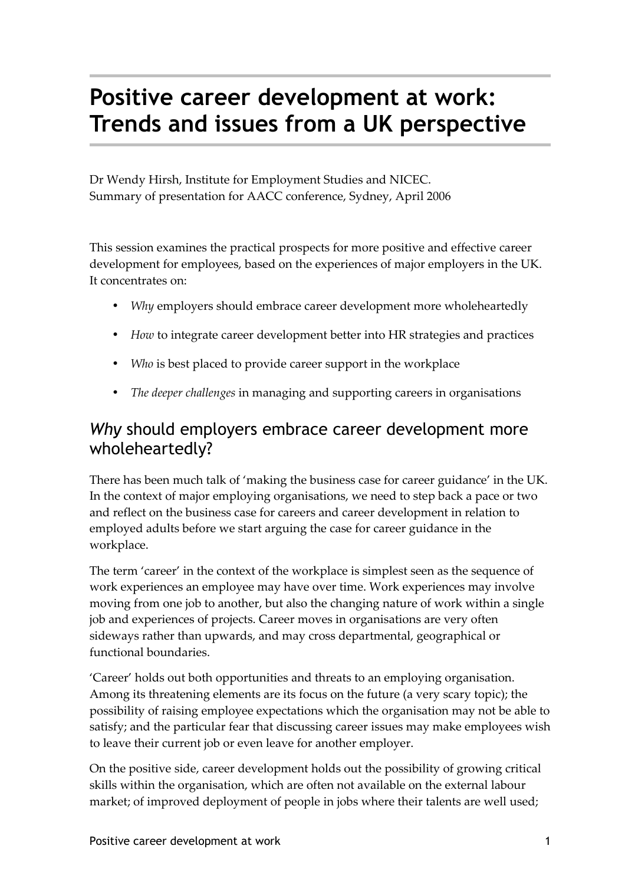# Positive career development at work: Trends and issues from a UK perspective

Dr Wendy Hirsh, Institute for Employment Studies and NICEC.
Summary of presentation for AACC conference, Sydney, April 2006

This session examines the practical prospects for more positive and effective career development for employees, based on the experiences of major employers in the UK. It concentrates on:

- *Why* employers should embrace career development more wholeheartedly
- *How* to integrate career development better into HR strategies and practices
- *Who* is best placed to provide career support in the workplace
- *The deeper challenges* in managing and supporting careers in organisations

## *Why* should employers embrace career development more wholeheartedly?

There has been much talk of 'making the business case for career guidance' in the UK. In the context of major employing organisations, we need to step back a pace or two and reflect on the business case for careers and career development in relation to employed adults before we start arguing the case for career guidance in the workplace.

The term 'career' in the context of the workplace is simplest seen as the sequence of work experiences an employee may have over time. Work experiences may involve moving from one job to another, but also the changing nature of work within a single job and experiences of projects. Career moves in organisations are very often sideways rather than upwards, and may cross departmental, geographical or functional boundaries.

'Career' holds out both opportunities and threats to an employing organisation. Among its threatening elements are its focus on the future (a very scary topic); the possibility of raising employee expectations which the organisation may not be able to satisfy; and the particular fear that discussing career issues may make employees wish to leave their current job or even leave for another employer.

On the positive side, career development holds out the possibility of growing critical skills within the organisation, which are often not available on the external labour market; of improved deployment of people in jobs where their talents are well used;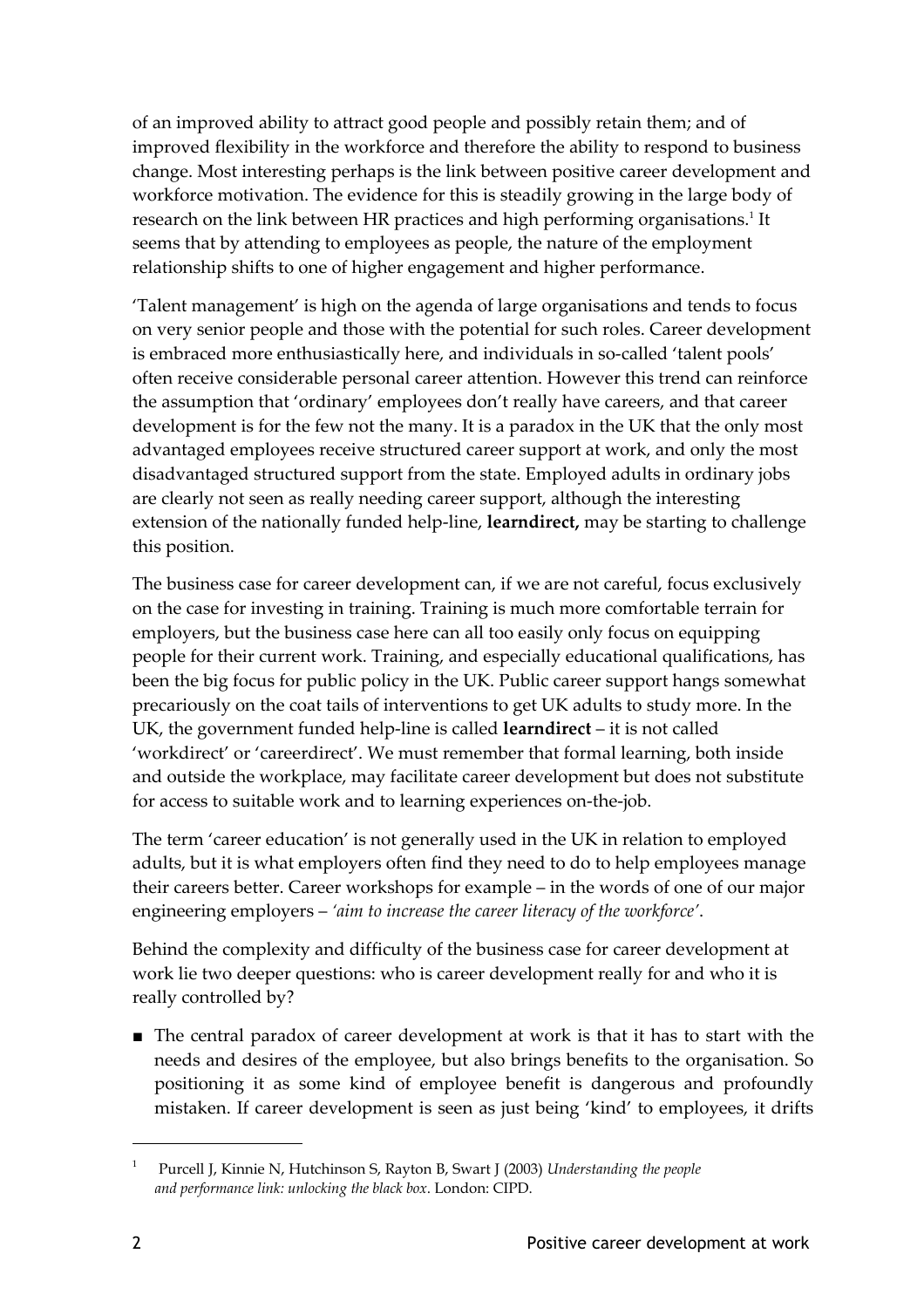of an improved ability to attract good people and possibly retain them; and of improved flexibility in the workforce and therefore the ability to respond to business change. Most interesting perhaps is the link between positive career development and workforce motivation. The evidence for this is steadily growing in the large body of research on the link between HR practices and high performing organisations.[1] It seems that by attending to employees as people, the nature of the employment relationship shifts to one of higher engagement and higher performance.

'Talent management' is high on the agenda of large organisations and tends to focus on very senior people and those with the potential for such roles. Career development is embraced more enthusiastically here, and individuals in so-called 'talent pools' often receive considerable personal career attention. However this trend can reinforce the assumption that 'ordinary' employees don't really have careers, and that career development is for the few not the many. It is a paradox in the UK that the only most advantaged employees receive structured career support at work, and only the most disadvantaged structured support from the state. Employed adults in ordinary jobs are clearly not seen as really needing career support, although the interesting extension of the nationally funded help-line, **learndirect,** may be starting to challenge this position.

The business case for career development can, if we are not careful, focus exclusively on the case for investing in training. Training is much more comfortable terrain for employers, but the business case here can all too easily only focus on equipping people for their current work. Training, and especially educational qualifications, has been the big focus for public policy in the UK. Public career support hangs somewhat precariously on the coat tails of interventions to get UK adults to study more. In the UK, the government funded help-line is called **learndirect** – it is not called 'workdirect' or 'careerdirect'. We must remember that formal learning, both inside and outside the workplace, may facilitate career development but does not substitute for access to suitable work and to learning experiences on-the-job.

The term 'career education' is not generally used in the UK in relation to employed adults, but it is what employers often find they need to do to help employees manage their careers better. Career workshops for example – in the words of one of our major engineering employers – *'aim to increase the career literacy of the workforce'*.

Behind the complexity and difficulty of the business case for career development at work lie two deeper questions: who is career development really for and who it is really controlled by?

- The central paradox of career development at work is that it has to start with the needs and desires of the employee, but also brings benefits to the organisation. So positioning it as some kind of employee benefit is dangerous and profoundly mistaken. If career development is seen as just being 'kind' to employees, it drifts

---

[1] Purcell J, Kinnie N, Hutchinson S, Rayton B, Swart J (2003) *Understanding the people and performance link: unlocking the black box*. London: CIPD.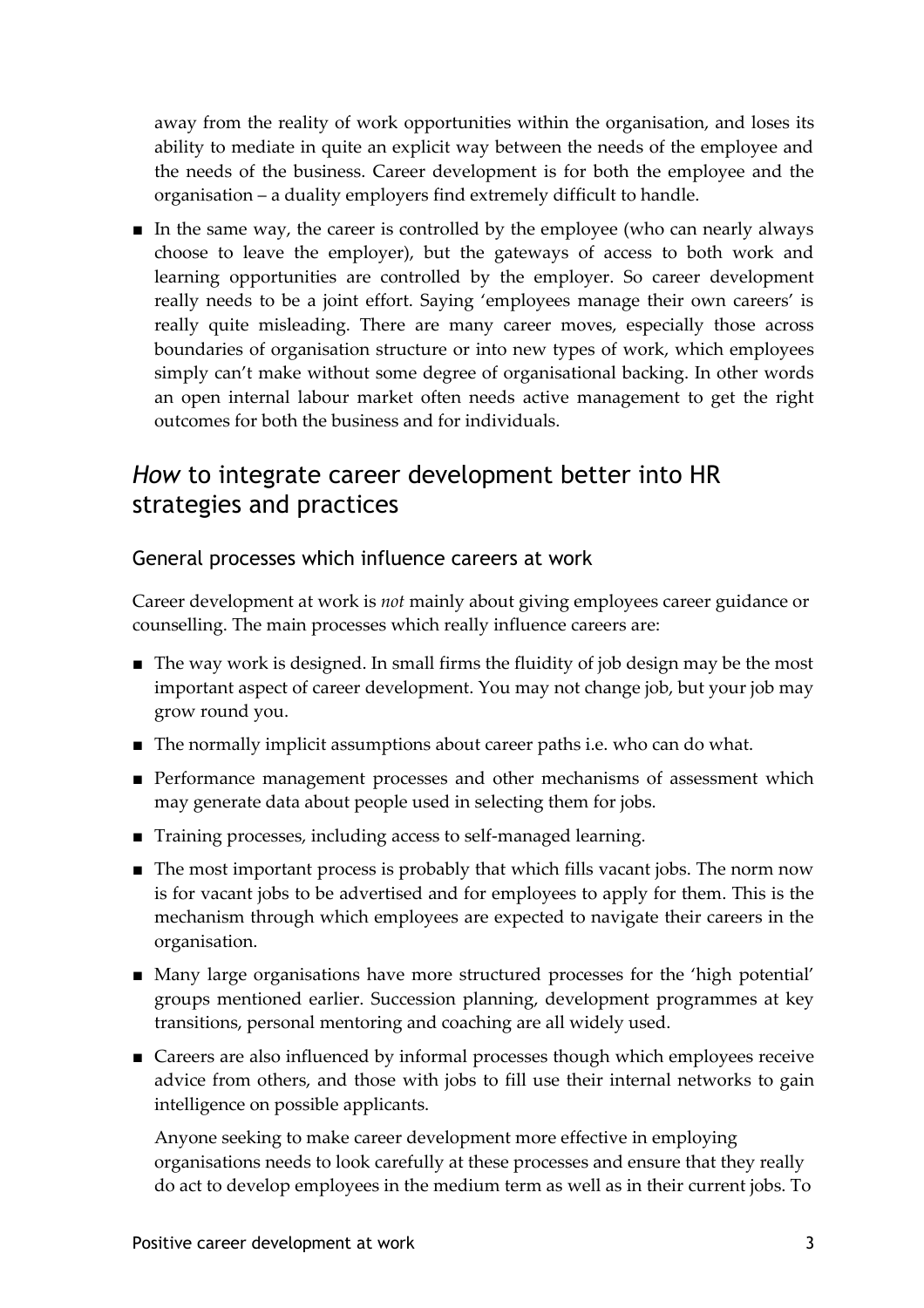away from the reality of work opportunities within the organisation, and loses its ability to mediate in quite an explicit way between the needs of the employee and the needs of the business. Career development is for both the employee and the organisation – a duality employers find extremely difficult to handle.

- In the same way, the career is controlled by the employee (who can nearly always choose to leave the employer), but the gateways of access to both work and learning opportunities are controlled by the employer. So career development really needs to be a joint effort. Saying 'employees manage their own careers' is really quite misleading. There are many career moves, especially those across boundaries of organisation structure or into new types of work, which employees simply can't make without some degree of organisational backing. In other words an open internal labour market often needs active management to get the right outcomes for both the business and for individuals.

## *How* to integrate career development better into HR strategies and practices

### General processes which influence careers at work

Career development at work is *not* mainly about giving employees career guidance or counselling. The main processes which really influence careers are:

- The way work is designed. In small firms the fluidity of job design may be the most important aspect of career development. You may not change job, but your job may grow round you.
- The normally implicit assumptions about career paths i.e. who can do what.
- Performance management processes and other mechanisms of assessment which may generate data about people used in selecting them for jobs.
- Training processes, including access to self-managed learning.
- The most important process is probably that which fills vacant jobs. The norm now is for vacant jobs to be advertised and for employees to apply for them. This is the mechanism through which employees are expected to navigate their careers in the organisation.
- Many large organisations have more structured processes for the 'high potential' groups mentioned earlier. Succession planning, development programmes at key transitions, personal mentoring and coaching are all widely used.
- Careers are also influenced by informal processes though which employees receive advice from others, and those with jobs to fill use their internal networks to gain intelligence on possible applicants.

  Anyone seeking to make career development more effective in employing organisations needs to look carefully at these processes and ensure that they really do act to develop employees in the medium term as well as in their current jobs. To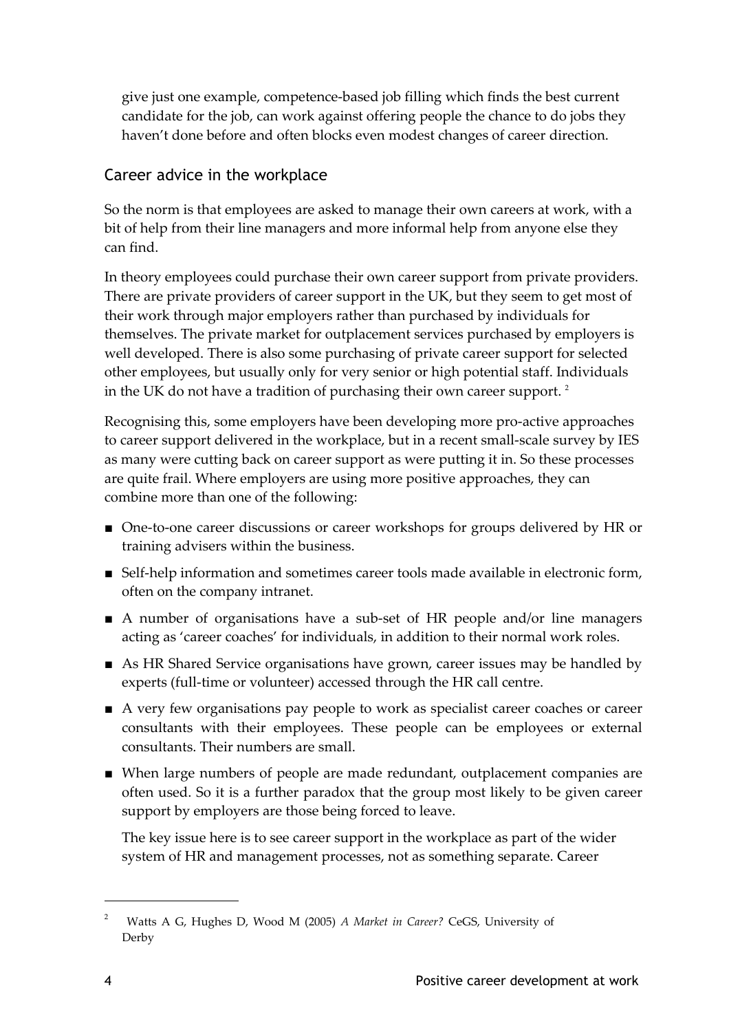give just one example, competence-based job filling which finds the best current candidate for the job, can work against offering people the chance to do jobs they haven't done before and often blocks even modest changes of career direction.

## Career advice in the workplace

So the norm is that employees are asked to manage their own careers at work, with a bit of help from their line managers and more informal help from anyone else they can find.

In theory employees could purchase their own career support from private providers. There are private providers of career support in the UK, but they seem to get most of their work through major employers rather than purchased by individuals for themselves. The private market for outplacement services purchased by employers is well developed. There is also some purchasing of private career support for selected other employees, but usually only for very senior or high potential staff. Individuals in the UK do not have a tradition of purchasing their own career support. [2]

Recognising this, some employers have been developing more pro-active approaches to career support delivered in the workplace, but in a recent small-scale survey by IES as many were cutting back on career support as were putting it in. So these processes are quite frail. Where employers are using more positive approaches, they can combine more than one of the following:

- One-to-one career discussions or career workshops for groups delivered by HR or training advisers within the business.
- Self-help information and sometimes career tools made available in electronic form, often on the company intranet.
- A number of organisations have a sub-set of HR people and/or line managers acting as 'career coaches' for individuals, in addition to their normal work roles.
- As HR Shared Service organisations have grown, career issues may be handled by experts (full-time or volunteer) accessed through the HR call centre.
- A very few organisations pay people to work as specialist career coaches or career consultants with their employees. These people can be employees or external consultants. Their numbers are small.
- When large numbers of people are made redundant, outplacement companies are often used. So it is a further paradox that the group most likely to be given career support by employers are those being forced to leave.

The key issue here is to see career support in the workplace as part of the wider system of HR and management processes, not as something separate. Career

---

[2] Watts A G, Hughes D, Wood M (2005) *A Market in Career?* CeGS, University of Derby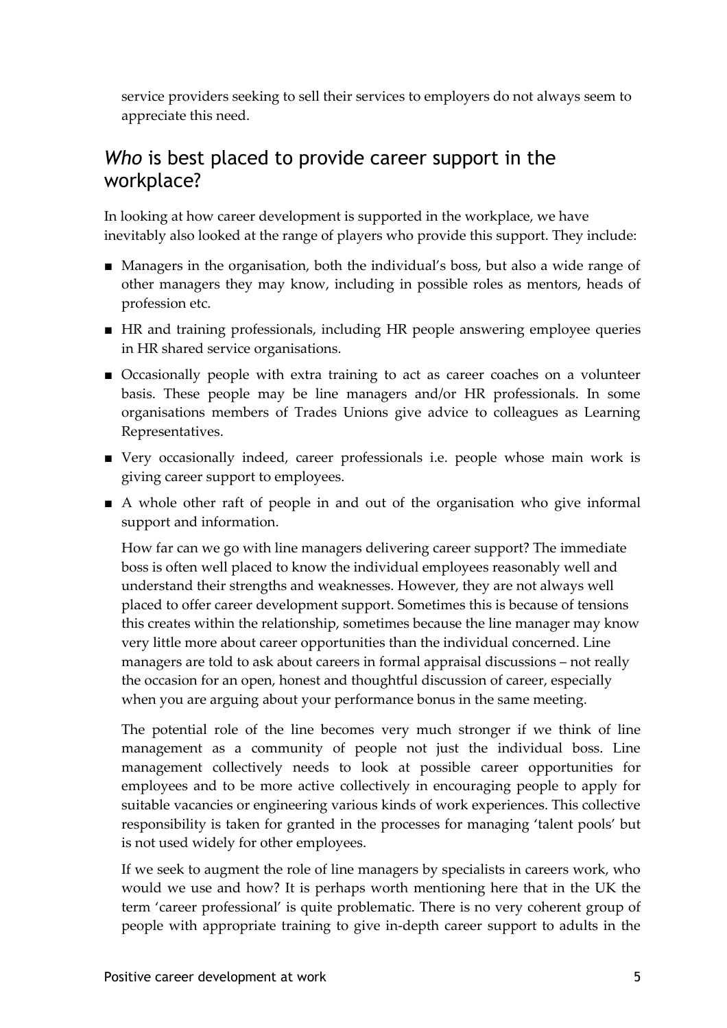service providers seeking to sell their services to employers do not always seem to appreciate this need.

## *Who* is best placed to provide career support in the workplace?

In looking at how career development is supported in the workplace, we have inevitably also looked at the range of players who provide this support. They include:

- Managers in the organisation, both the individual's boss, but also a wide range of other managers they may know, including in possible roles as mentors, heads of profession etc.
- HR and training professionals, including HR people answering employee queries in HR shared service organisations.
- Occasionally people with extra training to act as career coaches on a volunteer basis. These people may be line managers and/or HR professionals. In some organisations members of Trades Unions give advice to colleagues as Learning Representatives.
- Very occasionally indeed, career professionals i.e. people whose main work is giving career support to employees.
- A whole other raft of people in and out of the organisation who give informal support and information.

How far can we go with line managers delivering career support? The immediate boss is often well placed to know the individual employees reasonably well and understand their strengths and weaknesses. However, they are not always well placed to offer career development support. Sometimes this is because of tensions this creates within the relationship, sometimes because the line manager may know very little more about career opportunities than the individual concerned. Line managers are told to ask about careers in formal appraisal discussions – not really the occasion for an open, honest and thoughtful discussion of career, especially when you are arguing about your performance bonus in the same meeting.

The potential role of the line becomes very much stronger if we think of line management as a community of people not just the individual boss. Line management collectively needs to look at possible career opportunities for employees and to be more active collectively in encouraging people to apply for suitable vacancies or engineering various kinds of work experiences. This collective responsibility is taken for granted in the processes for managing 'talent pools' but is not used widely for other employees.

If we seek to augment the role of line managers by specialists in careers work, who would we use and how? It is perhaps worth mentioning here that in the UK the term 'career professional' is quite problematic. There is no very coherent group of people with appropriate training to give in-depth career support to adults in the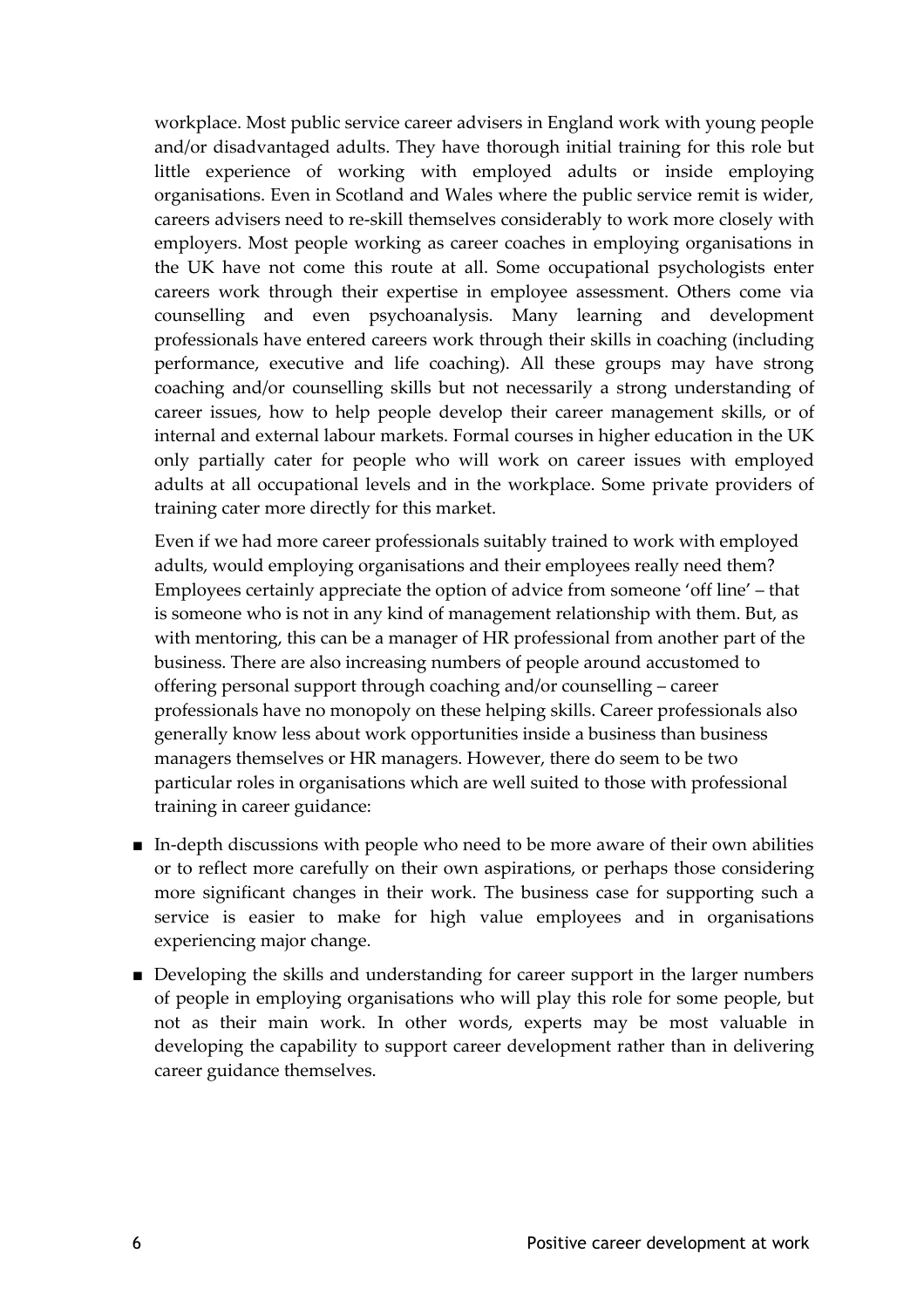workplace. Most public service career advisers in England work with young people and/or disadvantaged adults. They have thorough initial training for this role but little experience of working with employed adults or inside employing organisations. Even in Scotland and Wales where the public service remit is wider, careers advisers need to re-skill themselves considerably to work more closely with employers. Most people working as career coaches in employing organisations in the UK have not come this route at all. Some occupational psychologists enter careers work through their expertise in employee assessment. Others come via counselling and even psychoanalysis. Many learning and development professionals have entered careers work through their skills in coaching (including performance, executive and life coaching). All these groups may have strong coaching and/or counselling skills but not necessarily a strong understanding of career issues, how to help people develop their career management skills, or of internal and external labour markets. Formal courses in higher education in the UK only partially cater for people who will work on career issues with employed adults at all occupational levels and in the workplace. Some private providers of training cater more directly for this market.

Even if we had more career professionals suitably trained to work with employed adults, would employing organisations and their employees really need them? Employees certainly appreciate the option of advice from someone 'off line' – that is someone who is not in any kind of management relationship with them. But, as with mentoring, this can be a manager of HR professional from another part of the business. There are also increasing numbers of people around accustomed to offering personal support through coaching and/or counselling – career professionals have no monopoly on these helping skills. Career professionals also generally know less about work opportunities inside a business than business managers themselves or HR managers. However, there do seem to be two particular roles in organisations which are well suited to those with professional training in career guidance:

- In-depth discussions with people who need to be more aware of their own abilities or to reflect more carefully on their own aspirations, or perhaps those considering more significant changes in their work. The business case for supporting such a service is easier to make for high value employees and in organisations experiencing major change.
- Developing the skills and understanding for career support in the larger numbers of people in employing organisations who will play this role for some people, but not as their main work. In other words, experts may be most valuable in developing the capability to support career development rather than in delivering career guidance themselves.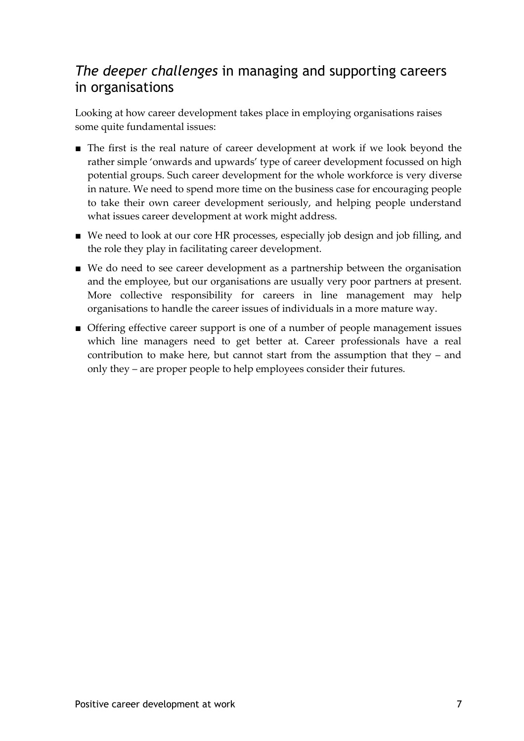## *The deeper challenges* in managing and supporting careers in organisations

Looking at how career development takes place in employing organisations raises some quite fundamental issues:

- The first is the real nature of career development at work if we look beyond the rather simple 'onwards and upwards' type of career development focussed on high potential groups. Such career development for the whole workforce is very diverse in nature. We need to spend more time on the business case for encouraging people to take their own career development seriously, and helping people understand what issues career development at work might address.
- We need to look at our core HR processes, especially job design and job filling, and the role they play in facilitating career development.
- We do need to see career development as a partnership between the organisation and the employee, but our organisations are usually very poor partners at present. More collective responsibility for careers in line management may help organisations to handle the career issues of individuals in a more mature way.
- Offering effective career support is one of a number of people management issues which line managers need to get better at. Career professionals have a real contribution to make here, but cannot start from the assumption that they – and only they – are proper people to help employees consider their futures.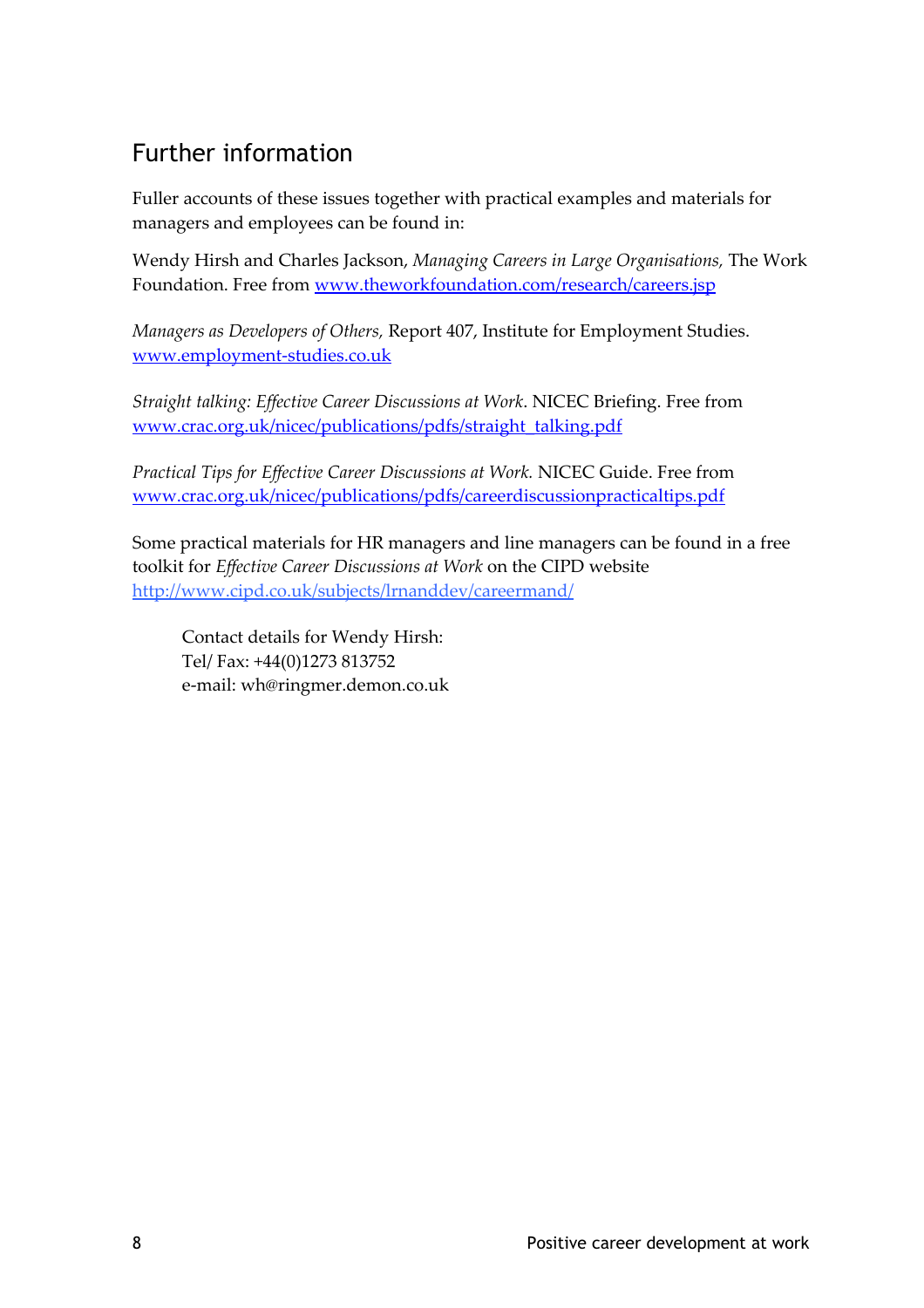## Further information

Fuller accounts of these issues together with practical examples and materials for managers and employees can be found in:

Wendy Hirsh and Charles Jackson, *Managing Careers in Large Organisations,* The Work Foundation. Free from www.theworkfoundation.com/research/careers.jsp

*Managers as Developers of Others,* Report 407, Institute for Employment Studies. www.employment-studies.co.uk

*Straight talking: Effective Career Discussions at Work*. NICEC Briefing. Free from www.crac.org.uk/nicec/publications/pdfs/straight_talking.pdf

*Practical Tips for Effective Career Discussions at Work.* NICEC Guide. Free from www.crac.org.uk/nicec/publications/pdfs/careerdiscussionpracticaltips.pdf

Some practical materials for HR managers and line managers can be found in a free toolkit for *Effective Career Discussions at Work* on the CIPD website http://www.cipd.co.uk/subjects/lrnanddev/careermand/

Contact details for Wendy Hirsh:
Tel/ Fax: +44(0)1273 813752
e-mail: wh@ringmer.demon.co.uk